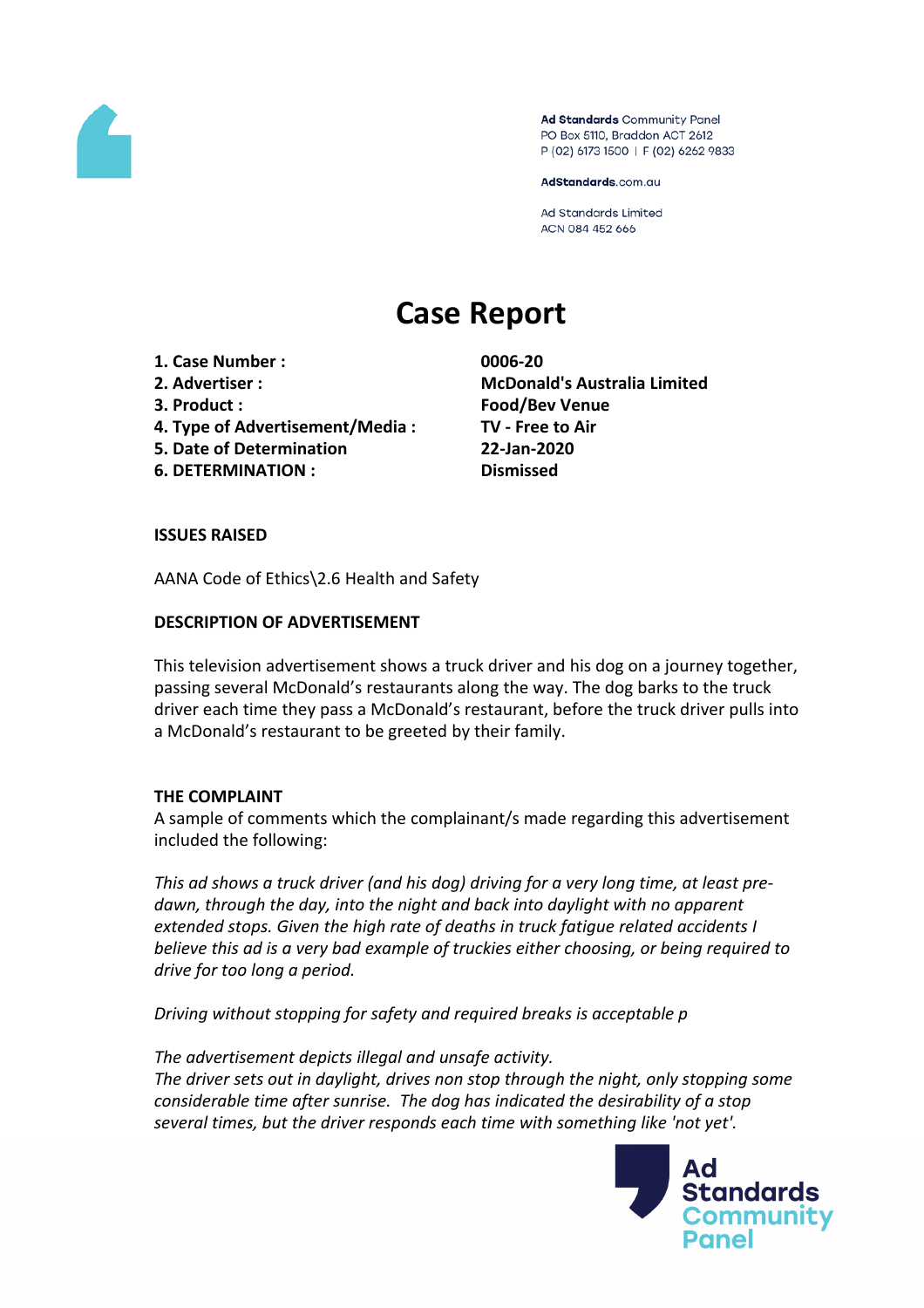Ad Standards Community Panel
PO Box 5110, Braddon ACT 2612
P (02) 6173 1500 | F (02) 6262 9833

AdStandards.com.au

Ad Standards Limited
ACN 084 452 666

# Case Report

| | |
|---|---|
| **1. Case Number :** | **0006-20** |
| **2. Advertiser :** | **McDonald's Australia Limited** |
| **3. Product :** | **Food/Bev Venue** |
| **4. Type of Advertisement/Media :** | **TV - Free to Air** |
| **5. Date of Determination** | **22-Jan-2020** |
| **6. DETERMINATION :** | **Dismissed** |

**ISSUES RAISED**

AANA Code of Ethics\2.6 Health and Safety

**DESCRIPTION OF ADVERTISEMENT**

This television advertisement shows a truck driver and his dog on a journey together, passing several McDonald's restaurants along the way. The dog barks to the truck driver each time they pass a McDonald's restaurant, before the truck driver pulls into a McDonald's restaurant to be greeted by their family.

**THE COMPLAINT**

A sample of comments which the complainant/s made regarding this advertisement included the following:

*This ad shows a truck driver (and his dog) driving for a very long time, at least pre-dawn, through the day, into the night and back into daylight with no apparent extended stops. Given the high rate of deaths in truck fatigue related accidents I believe this ad is a very bad example of truckies either choosing, or being required to drive for too long a period.*

*Driving without stopping for safety and required breaks is acceptable p*

*The advertisement depicts illegal and unsafe activity.*
*The driver sets out in daylight, drives non stop through the night, only stopping some considerable time after sunrise. The dog has indicated the desirability of a stop several times, but the driver responds each time with something like 'not yet'.*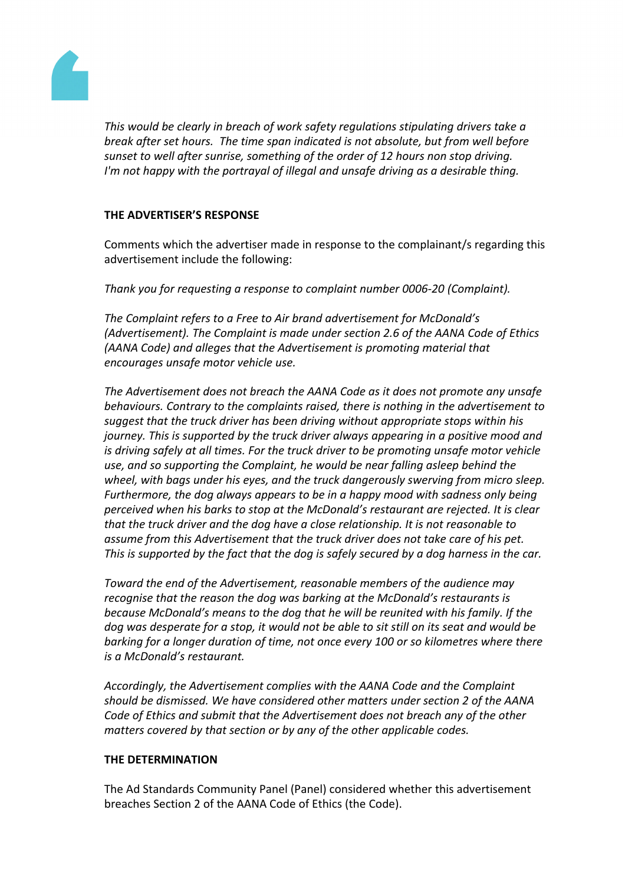*This would be clearly in breach of work safety regulations stipulating drivers take a break after set hours. The time span indicated is not absolute, but from well before sunset to well after sunrise, something of the order of 12 hours non stop driving. I'm not happy with the portrayal of illegal and unsafe driving as a desirable thing.*

**THE ADVERTISER'S RESPONSE**

Comments which the advertiser made in response to the complainant/s regarding this advertisement include the following:

*Thank you for requesting a response to complaint number 0006-20 (Complaint).*

*The Complaint refers to a Free to Air brand advertisement for McDonald's (Advertisement). The Complaint is made under section 2.6 of the AANA Code of Ethics (AANA Code) and alleges that the Advertisement is promoting material that encourages unsafe motor vehicle use.*

*The Advertisement does not breach the AANA Code as it does not promote any unsafe behaviours. Contrary to the complaints raised, there is nothing in the advertisement to suggest that the truck driver has been driving without appropriate stops within his journey. This is supported by the truck driver always appearing in a positive mood and is driving safely at all times. For the truck driver to be promoting unsafe motor vehicle use, and so supporting the Complaint, he would be near falling asleep behind the wheel, with bags under his eyes, and the truck dangerously swerving from micro sleep. Furthermore, the dog always appears to be in a happy mood with sadness only being perceived when his barks to stop at the McDonald's restaurant are rejected. It is clear that the truck driver and the dog have a close relationship. It is not reasonable to assume from this Advertisement that the truck driver does not take care of his pet. This is supported by the fact that the dog is safely secured by a dog harness in the car.*

*Toward the end of the Advertisement, reasonable members of the audience may recognise that the reason the dog was barking at the McDonald's restaurants is because McDonald's means to the dog that he will be reunited with his family. If the dog was desperate for a stop, it would not be able to sit still on its seat and would be barking for a longer duration of time, not once every 100 or so kilometres where there is a McDonald's restaurant.*

*Accordingly, the Advertisement complies with the AANA Code and the Complaint should be dismissed. We have considered other matters under section 2 of the AANA Code of Ethics and submit that the Advertisement does not breach any of the other matters covered by that section or by any of the other applicable codes.*

**THE DETERMINATION**

The Ad Standards Community Panel (Panel) considered whether this advertisement breaches Section 2 of the AANA Code of Ethics (the Code).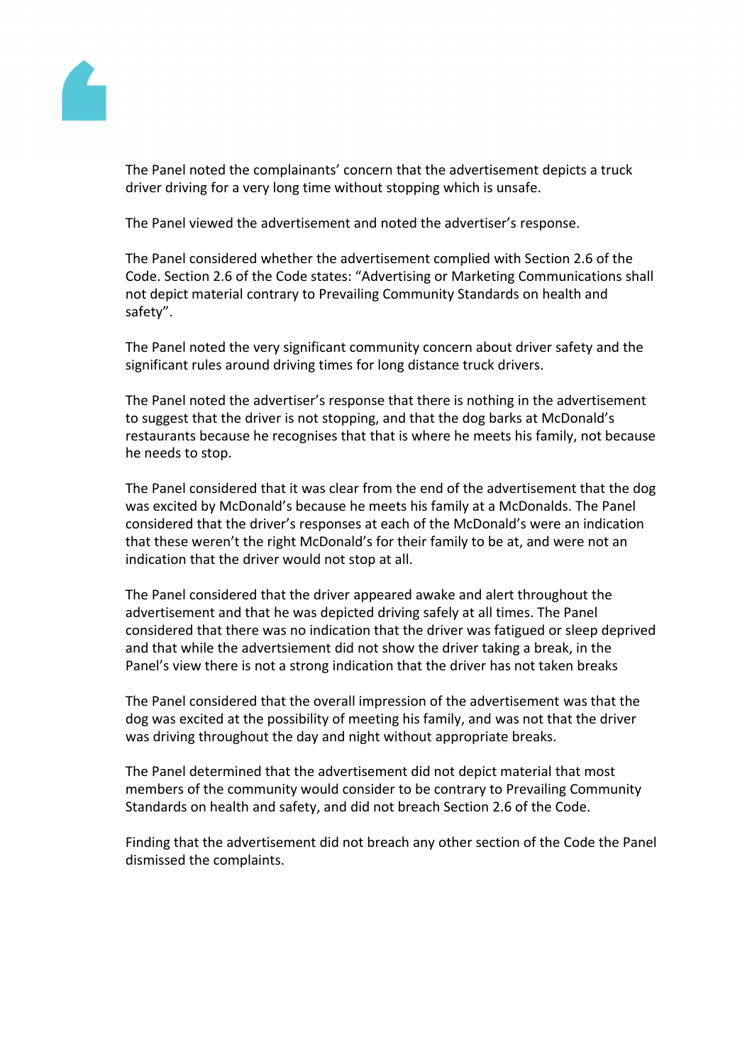The Panel noted the complainants' concern that the advertisement depicts a truck driver driving for a very long time without stopping which is unsafe.

The Panel viewed the advertisement and noted the advertiser's response.

The Panel considered whether the advertisement complied with Section 2.6 of the Code. Section 2.6 of the Code states: "Advertising or Marketing Communications shall not depict material contrary to Prevailing Community Standards on health and safety".

The Panel noted the very significant community concern about driver safety and the significant rules around driving times for long distance truck drivers.

The Panel noted the advertiser's response that there is nothing in the advertisement to suggest that the driver is not stopping, and that the dog barks at McDonald's restaurants because he recognises that that is where he meets his family, not because he needs to stop.

The Panel considered that it was clear from the end of the advertisement that the dog was excited by McDonald's because he meets his family at a McDonalds. The Panel considered that the driver's responses at each of the McDonald's were an indication that these weren't the right McDonald's for their family to be at, and were not an indication that the driver would not stop at all.

The Panel considered that the driver appeared awake and alert throughout the advertisement and that he was depicted driving safely at all times. The Panel considered that there was no indication that the driver was fatigued or sleep deprived and that while the advertsiement did not show the driver taking a break, in the Panel's view there is not a strong indication that the driver has not taken breaks

The Panel considered that the overall impression of the advertisement was that the dog was excited at the possibility of meeting his family, and was not that the driver was driving throughout the day and night without appropriate breaks.

The Panel determined that the advertisement did not depict material that most members of the community would consider to be contrary to Prevailing Community Standards on health and safety, and did not breach Section 2.6 of the Code.

Finding that the advertisement did not breach any other section of the Code the Panel dismissed the complaints.